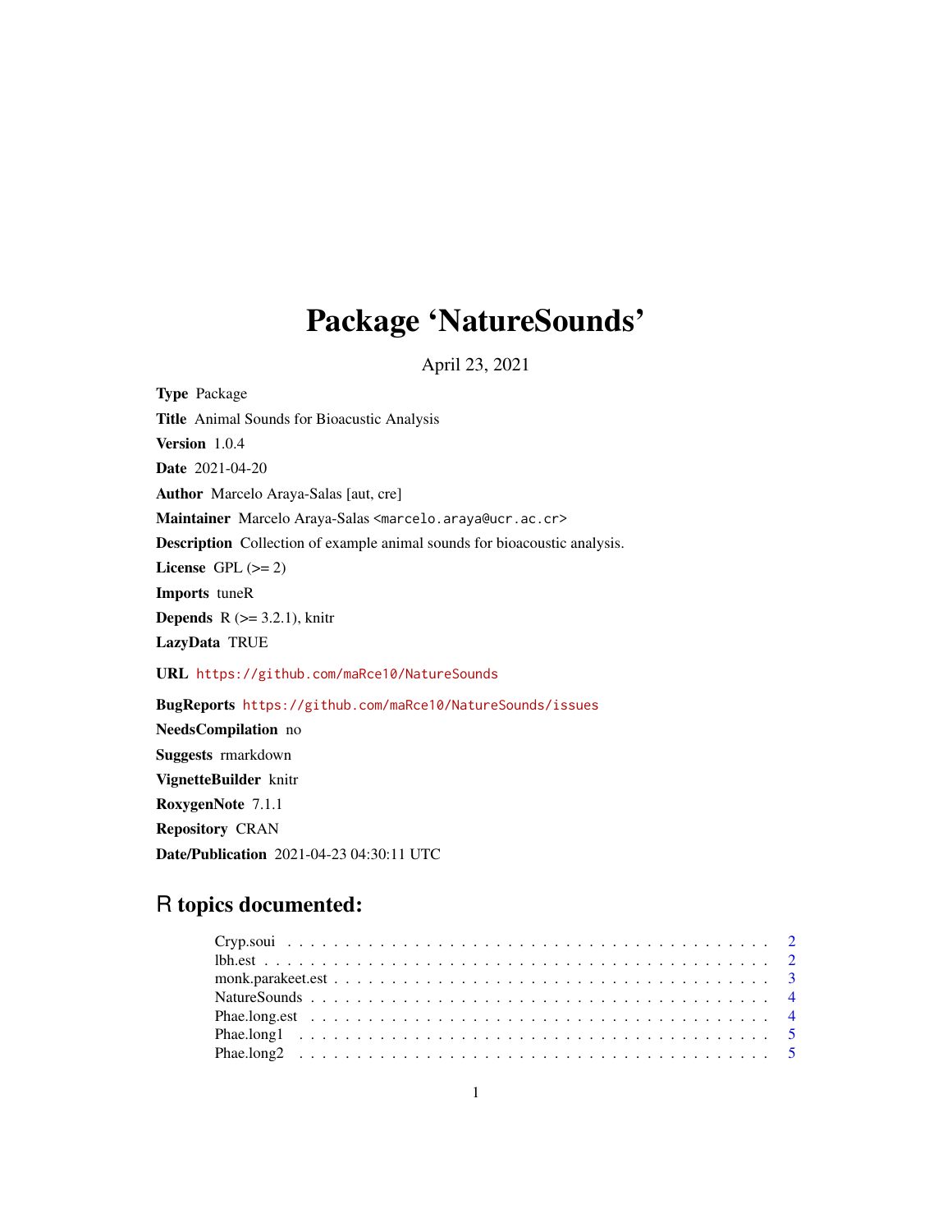# Package 'NatureSounds'

April 23, 2021

**Type** Package

**Title** Animal Sounds for Bioacustic Analysis

**Version** 1.0.4

**Date** 2021-04-20

**Author** Marcelo Araya-Salas [aut, cre]

**Maintainer** Marcelo Araya-Salas <marcelo.araya@ucr.ac.cr>

**Description** Collection of example animal sounds for bioacoustic analysis.

**License** GPL (>= 2)

**Imports** tuneR

**Depends** R (>= 3.2.1), knitr

**LazyData** TRUE

**URL** https://github.com/maRce10/NatureSounds

**BugReports** https://github.com/maRce10/NatureSounds/issues

**NeedsCompilation** no

**Suggests** rmarkdown

**VignetteBuilder** knitr

**RoxygenNote** 7.1.1

**Repository** CRAN

**Date/Publication** 2021-04-23 04:30:11 UTC

## R topics documented:

- Cryp.soui . . . . . . . . . . . . . . . . . . . . . . . . . . . . . . . . . . . . . . . . 2
- lbh.est . . . . . . . . . . . . . . . . . . . . . . . . . . . . . . . . . . . . . . . . . . 2
- monk.parakeet.est . . . . . . . . . . . . . . . . . . . . . . . . . . . . . . . . . . . . 3
- NatureSounds . . . . . . . . . . . . . . . . . . . . . . . . . . . . . . . . . . . . . . 4
- Phae.long.est . . . . . . . . . . . . . . . . . . . . . . . . . . . . . . . . . . . . . . 4
- Phae.long1 . . . . . . . . . . . . . . . . . . . . . . . . . . . . . . . . . . . . . . . . 5
- Phae.long2 . . . . . . . . . . . . . . . . . . . . . . . . . . . . . . . . . . . . . . . . 5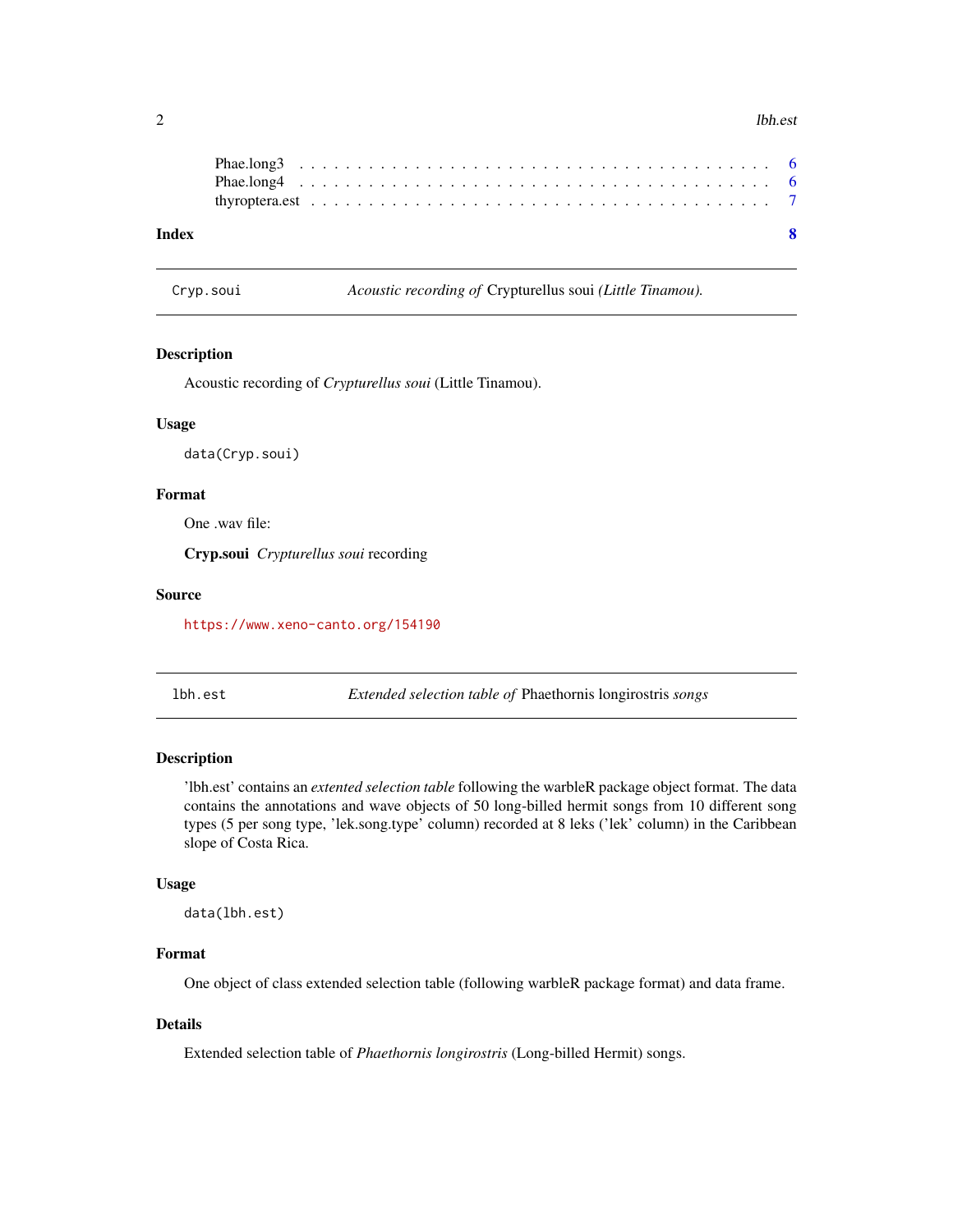Phae.long3 . . . . . . . . . . . . . . . . . . . . . . . . . . . . . . . . . . . . . . 6
Phae.long4 . . . . . . . . . . . . . . . . . . . . . . . . . . . . . . . . . . . . . . 6
thyroptera.est . . . . . . . . . . . . . . . . . . . . . . . . . . . . . . . . . . . . 7

**Index** **8**

---

## Cryp.soui — *Acoustic recording of* Crypturellus soui *(Little Tinamou).*

### Description

Acoustic recording of *Crypturellus soui* (Little Tinamou).

### Usage

```
data(Cryp.soui)
```

### Format

One .wav file:

**Cryp.soui** *Crypturellus soui* recording

### Source

https://www.xeno-canto.org/154190

---

## lbh.est — *Extended selection table of* Phaethornis longirostris *songs*

### Description

'lbh.est' contains an *extented selection table* following the warbleR package object format. The data contains the annotations and wave objects of 50 long-billed hermit songs from 10 different song types (5 per song type, 'lek.song.type' column) recorded at 8 leks ('lek' column) in the Caribbean slope of Costa Rica.

### Usage

```
data(lbh.est)
```

### Format

One object of class extended selection table (following warbleR package format) and data frame.

### Details

Extended selection table of *Phaethornis longirostris* (Long-billed Hermit) songs.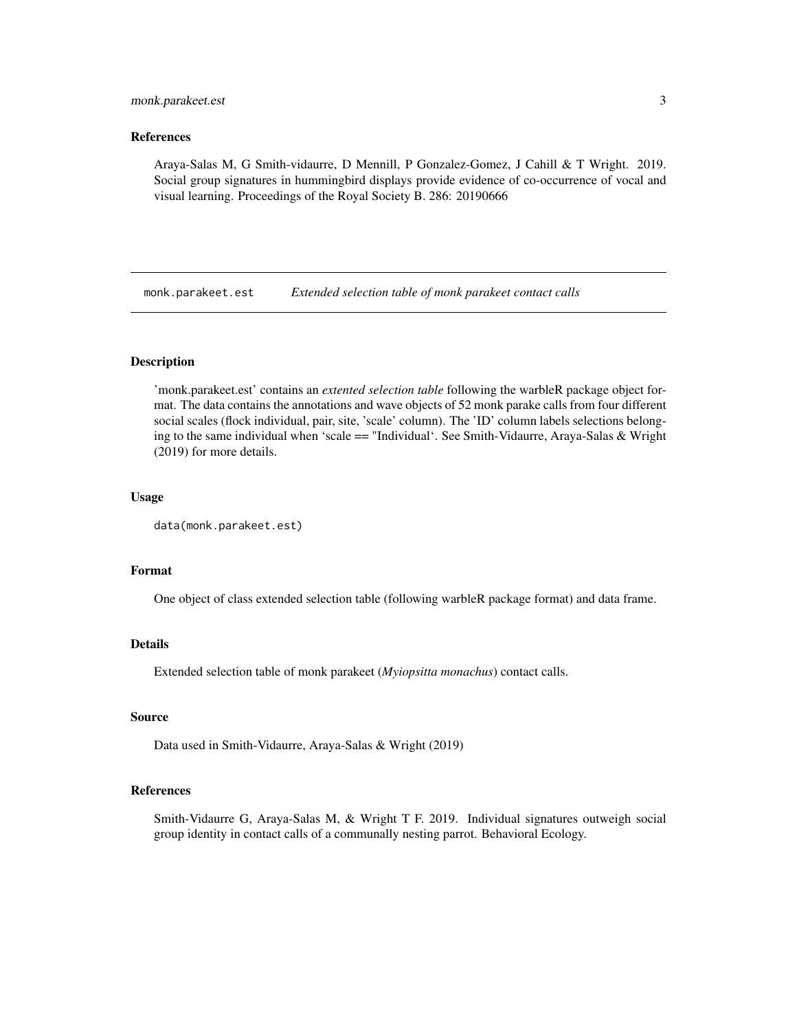### References

Araya-Salas M, G Smith-vidaurre, D Mennill, P Gonzalez-Gomez, J Cahill & T Wright. 2019. Social group signatures in hummingbird displays provide evidence of co-occurrence of vocal and visual learning. Proceedings of the Royal Society B. 286: 20190666

---

## monk.parakeet.est — *Extended selection table of monk parakeet contact calls*

---

### Description

'monk.parakeet.est' contains an *extented selection table* following the warbleR package object format. The data contains the annotations and wave objects of 52 monk parake calls from four different social scales (flock individual, pair, site, 'scale' column). The 'ID' column labels selections belonging to the same individual when 'scale == "Individual'. See Smith-Vidaurre, Araya-Salas & Wright (2019) for more details.

### Usage

```
data(monk.parakeet.est)
```

### Format

One object of class extended selection table (following warbleR package format) and data frame.

### Details

Extended selection table of monk parakeet (*Myiopsitta monachus*) contact calls.

### Source

Data used in Smith-Vidaurre, Araya-Salas & Wright (2019)

### References

Smith-Vidaurre G, Araya-Salas M, & Wright T F. 2019. Individual signatures outweigh social group identity in contact calls of a communally nesting parrot. Behavioral Ecology.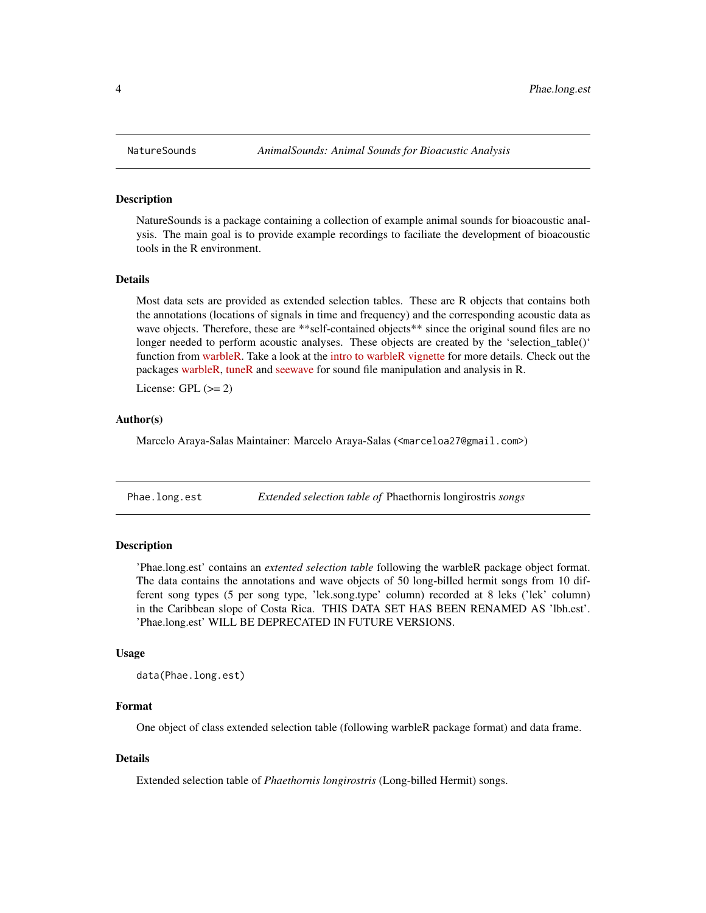## NatureSounds — *AnimalSounds: Animal Sounds for Bioacustic Analysis*

### Description

NatureSounds is a package containing a collection of example animal sounds for bioacoustic analysis. The main goal is to provide example recordings to faciliate the development of bioacoustic tools in the R environment.

### Details

Most data sets are provided as extended selection tables. These are R objects that contains both the annotations (locations of signals in time and frequency) and the corresponding acoustic data as wave objects. Therefore, these are **self-contained objects** since the original sound files are no longer needed to perform acoustic analyses. These objects are created by the 'selection_table()' function from warbleR. Take a look at the intro to warbleR vignette for more details. Check out the packages warbleR, tuneR and seewave for sound file manipulation and analysis in R.

License: GPL (>= 2)

### Author(s)

Marcelo Araya-Salas Maintainer: Marcelo Araya-Salas (<marceloa27@gmail.com>)

## Phae.long.est — *Extended selection table of* Phaethornis longirostris *songs*

### Description

'Phae.long.est' contains an *extented selection table* following the warbleR package object format. The data contains the annotations and wave objects of 50 long-billed hermit songs from 10 different song types (5 per song type, 'lek.song.type' column) recorded at 8 leks ('lek' column) in the Caribbean slope of Costa Rica. THIS DATA SET HAS BEEN RENAMED AS 'lbh.est'. 'Phae.long.est' WILL BE DEPRECATED IN FUTURE VERSIONS.

### Usage

```
data(Phae.long.est)
```

### Format

One object of class extended selection table (following warbleR package format) and data frame.

### Details

Extended selection table of *Phaethornis longirostris* (Long-billed Hermit) songs.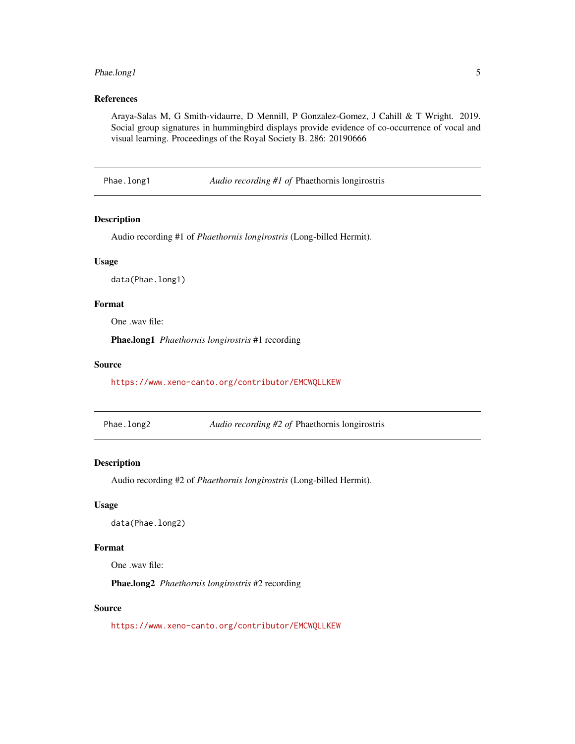## References

Araya-Salas M, G Smith-vidaurre, D Mennill, P Gonzalez-Gomez, J Cahill & T Wright. 2019. Social group signatures in hummingbird displays provide evidence of co-occurrence of vocal and visual learning. Proceedings of the Royal Society B. 286: 20190666

---

# Phae.long1 — *Audio recording #1 of* Phaethornis longirostris

## Description

Audio recording #1 of *Phaethornis longirostris* (Long-billed Hermit).

## Usage

```
data(Phae.long1)
```

## Format

One .wav file:

**Phae.long1** *Phaethornis longirostris* #1 recording

## Source

https://www.xeno-canto.org/contributor/EMCWQLLKEW

---

# Phae.long2 — *Audio recording #2 of* Phaethornis longirostris

## Description

Audio recording #2 of *Phaethornis longirostris* (Long-billed Hermit).

## Usage

```
data(Phae.long2)
```

## Format

One .wav file:

**Phae.long2** *Phaethornis longirostris* #2 recording

## Source

https://www.xeno-canto.org/contributor/EMCWQLLKEW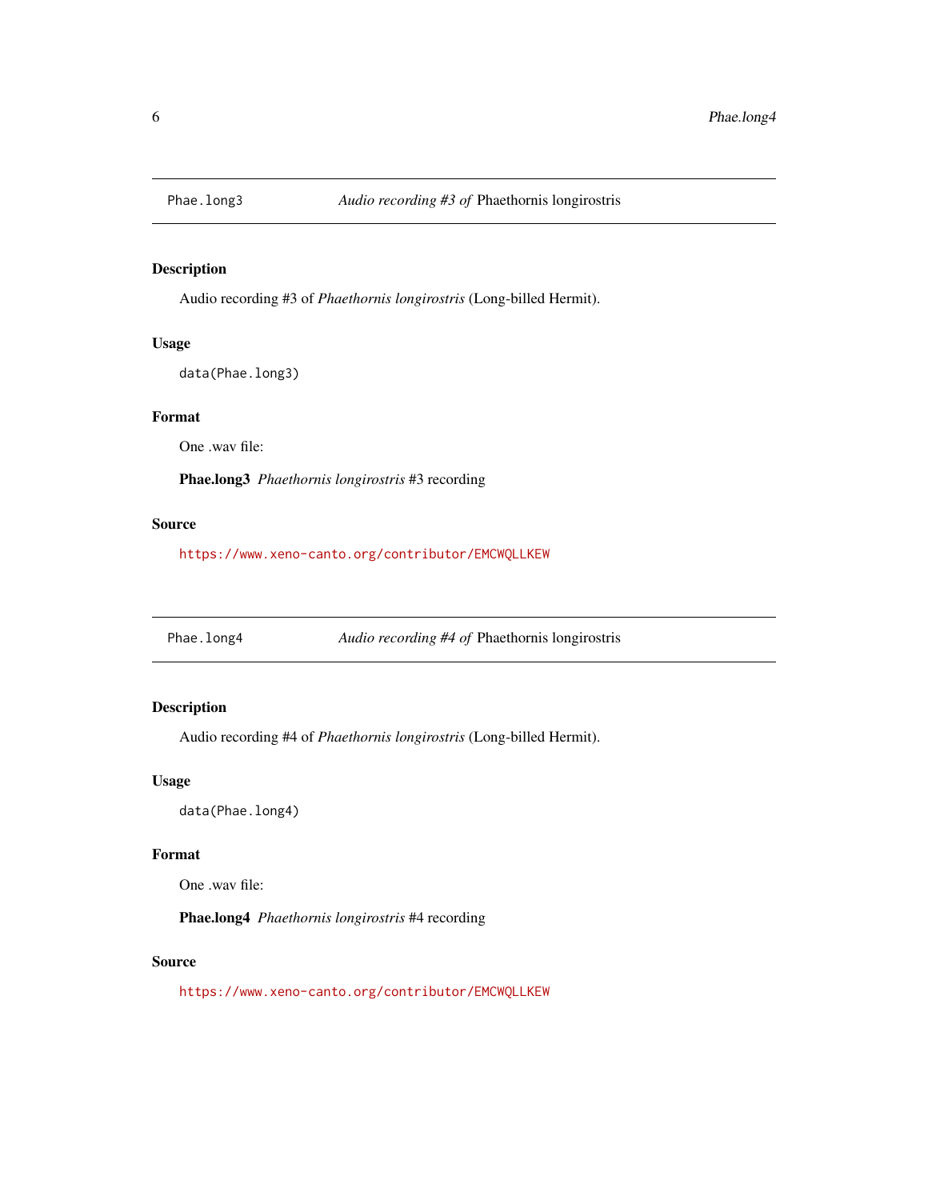## Phae.long3 — *Audio recording #3 of* Phaethornis longirostris

### Description

Audio recording #3 of *Phaethornis longirostris* (Long-billed Hermit).

### Usage

```
data(Phae.long3)
```

### Format

One .wav file:

**Phae.long3** *Phaethornis longirostris* #3 recording

### Source

https://www.xeno-canto.org/contributor/EMCWQLLKEW

## Phae.long4 — *Audio recording #4 of* Phaethornis longirostris

### Description

Audio recording #4 of *Phaethornis longirostris* (Long-billed Hermit).

### Usage

```
data(Phae.long4)
```

### Format

One .wav file:

**Phae.long4** *Phaethornis longirostris* #4 recording

### Source

https://www.xeno-canto.org/contributor/EMCWQLLKEW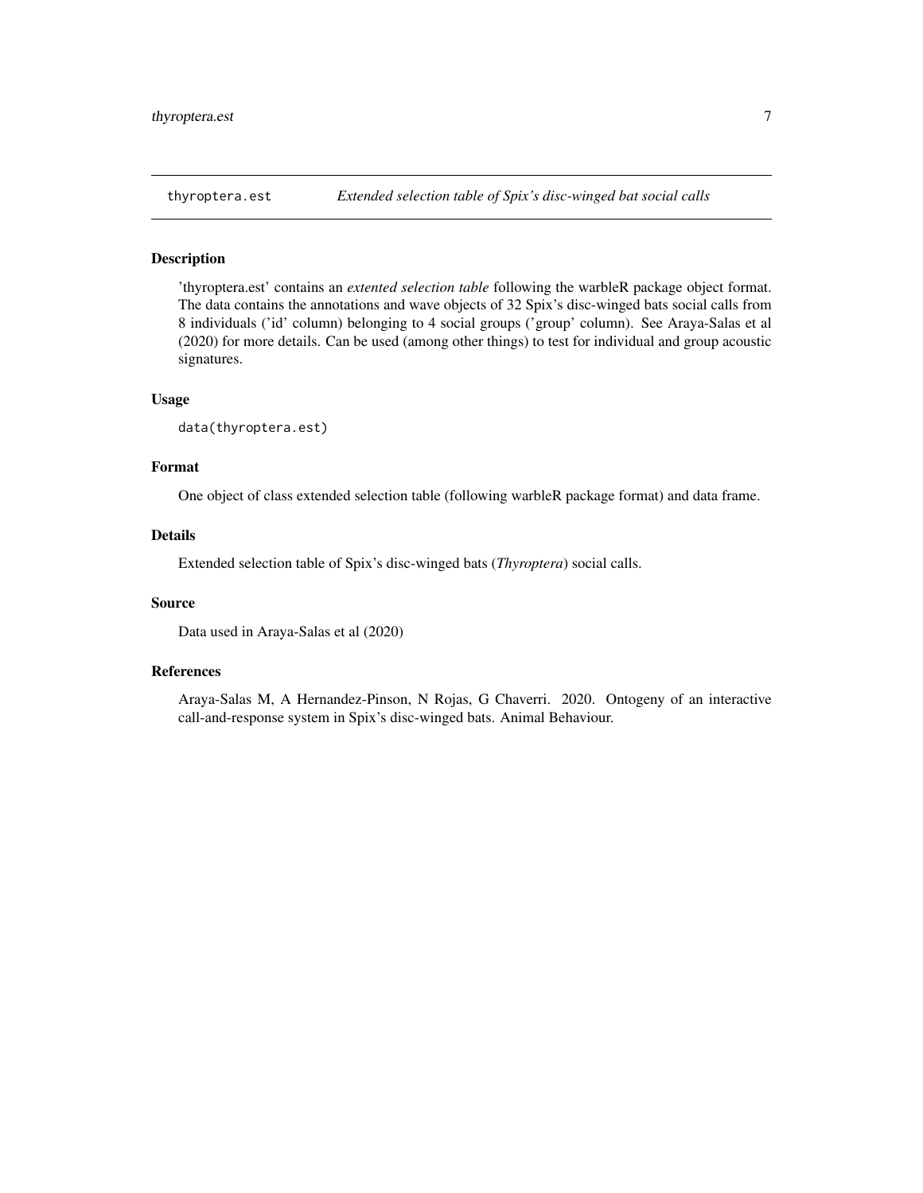## thyroptera.est — *Extended selection table of Spix's disc-winged bat social calls*

### Description

'thyroptera.est' contains an *extented selection table* following the warbleR package object format. The data contains the annotations and wave objects of 32 Spix's disc-winged bats social calls from 8 individuals ('id' column) belonging to 4 social groups ('group' column). See Araya-Salas et al (2020) for more details. Can be used (among other things) to test for individual and group acoustic signatures.

### Usage

```
data(thyroptera.est)
```

### Format

One object of class extended selection table (following warbleR package format) and data frame.

### Details

Extended selection table of Spix's disc-winged bats (*Thyroptera*) social calls.

### Source

Data used in Araya-Salas et al (2020)

### References

Araya-Salas M, A Hernandez-Pinson, N Rojas, G Chaverri. 2020. Ontogeny of an interactive call-and-response system in Spix's disc-winged bats. Animal Behaviour.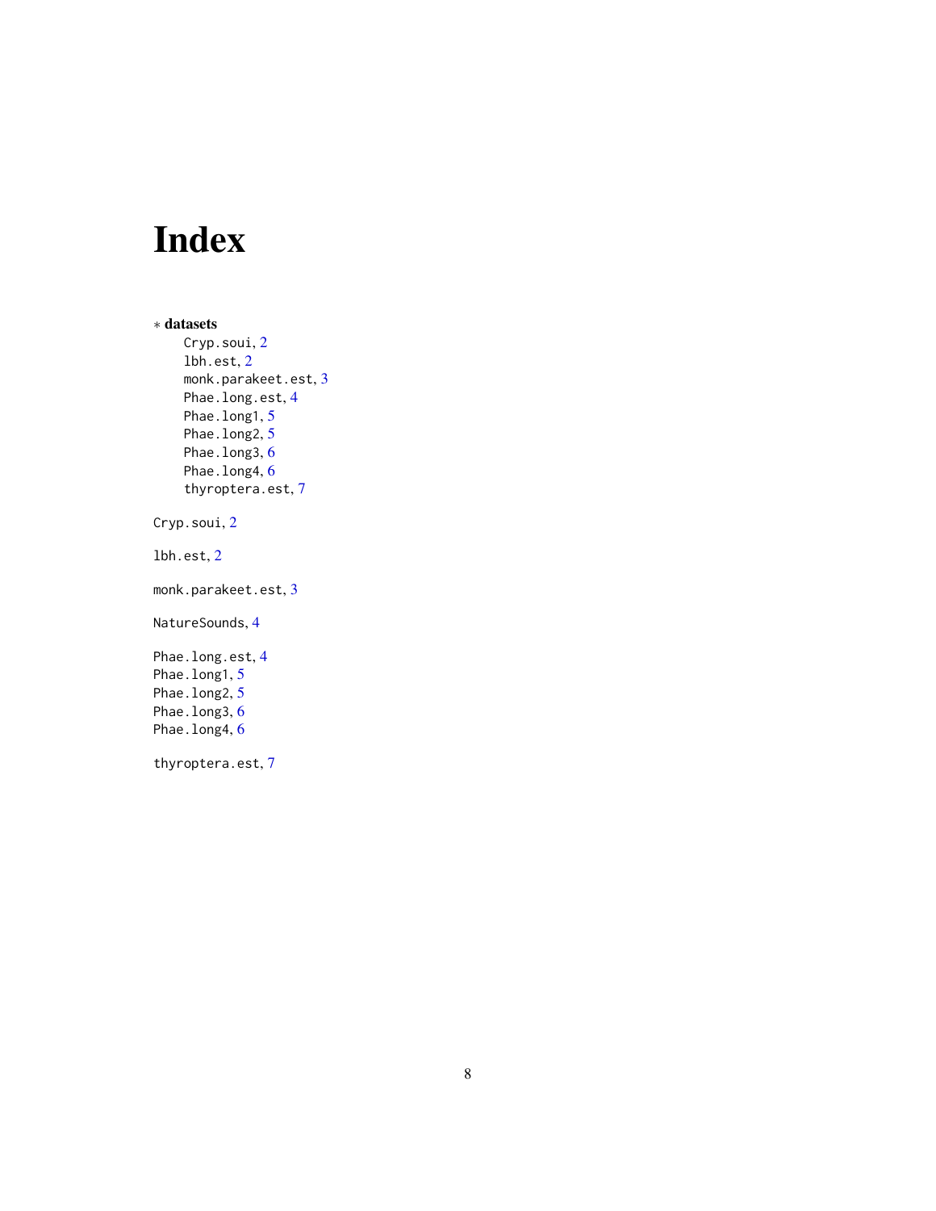# Index

∗ **datasets**
  Cryp.soui, 2
  lbh.est, 2
  monk.parakeet.est, 3
  Phae.long.est, 4
  Phae.long1, 5
  Phae.long2, 5
  Phae.long3, 6
  Phae.long4, 6
  thyroptera.est, 7

Cryp.soui, 2

lbh.est, 2

monk.parakeet.est, 3

NatureSounds, 4

Phae.long.est, 4
Phae.long1, 5
Phae.long2, 5
Phae.long3, 6
Phae.long4, 6

thyroptera.est, 7